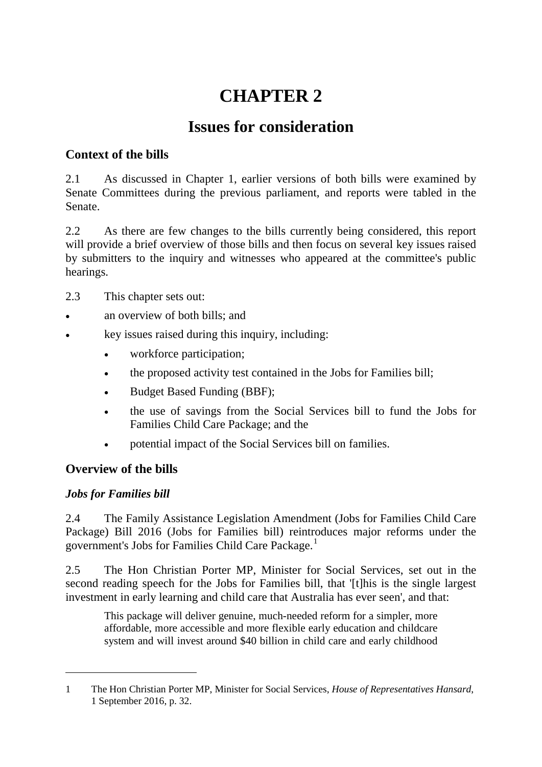# CHAPTER 2

## Issues for consideration

### Context of the bills

2.1 As discussed in Chapter 1, earlier versions of both bills were examined by Senate Committees during the previous parliament, and reports were tabled in the Senate.

2.2 As there are few changes to the bills currently being considered, this report will provide a brief overview of those bills and then focus on several key issues raised by submitters to the inquiry and witnesses who appeared at the committee's public hearings.

2.3 This chapter sets out:

- an overview of both bills; and
- key issues raised during this inquiry, including:
  - workforce participation;
  - the proposed activity test contained in the Jobs for Families bill;
  - Budget Based Funding (BBF);
  - the use of savings from the Social Services bill to fund the Jobs for Families Child Care Package; and the
  - potential impact of the Social Services bill on families.

### Overview of the bills

#### *Jobs for Families bill*

2.4 The Family Assistance Legislation Amendment (Jobs for Families Child Care Package) Bill 2016 (Jobs for Families bill) reintroduces major reforms under the government's Jobs for Families Child Care Package.[1]

2.5 The Hon Christian Porter MP, Minister for Social Services, set out in the second reading speech for the Jobs for Families bill, that '[t]his is the single largest investment in early learning and child care that Australia has ever seen', and that:

> This package will deliver genuine, much-needed reform for a simpler, more affordable, more accessible and more flexible early education and childcare system and will invest around $40 billion in child care and early childhood

---

1 The Hon Christian Porter MP, Minister for Social Services, *House of Representatives Hansard*, 1 September 2016, p. 32.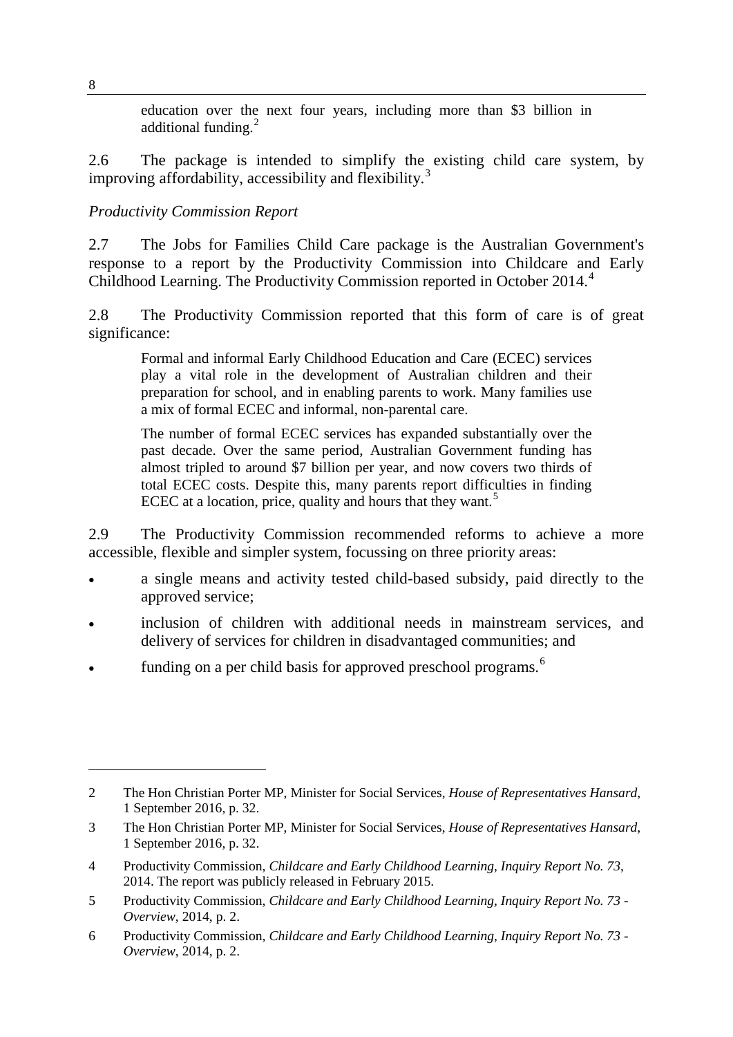> education over the next four years, including more than $3 billion in additional funding.[2]

2.6 The package is intended to simplify the existing child care system, by improving affordability, accessibility and flexibility.[3]

*Productivity Commission Report*

2.7 The Jobs for Families Child Care package is the Australian Government's response to a report by the Productivity Commission into Childcare and Early Childhood Learning. The Productivity Commission reported in October 2014.[4]

2.8 The Productivity Commission reported that this form of care is of great significance:

> Formal and informal Early Childhood Education and Care (ECEC) services play a vital role in the development of Australian children and their preparation for school, and in enabling parents to work. Many families use a mix of formal ECEC and informal, non-parental care.
>
> The number of formal ECEC services has expanded substantially over the past decade. Over the same period, Australian Government funding has almost tripled to around $7 billion per year, and now covers two thirds of total ECEC costs. Despite this, many parents report difficulties in finding ECEC at a location, price, quality and hours that they want.[5]

2.9 The Productivity Commission recommended reforms to achieve a more accessible, flexible and simpler system, focussing on three priority areas:

- a single means and activity tested child-based subsidy, paid directly to the approved service;
- inclusion of children with additional needs in mainstream services, and delivery of services for children in disadvantaged communities; and
- funding on a per child basis for approved preschool programs.[6]

---

2 The Hon Christian Porter MP, Minister for Social Services, *House of Representatives Hansard*, 1 September 2016, p. 32.

3 The Hon Christian Porter MP, Minister for Social Services, *House of Representatives Hansard*, 1 September 2016, p. 32.

4 Productivity Commission, *Childcare and Early Childhood Learning, Inquiry Report No. 73*, 2014. The report was publicly released in February 2015.

5 Productivity Commission, *Childcare and Early Childhood Learning, Inquiry Report No. 73 - Overview*, 2014, p. 2.

6 Productivity Commission, *Childcare and Early Childhood Learning, Inquiry Report No. 73 - Overview*, 2014, p. 2.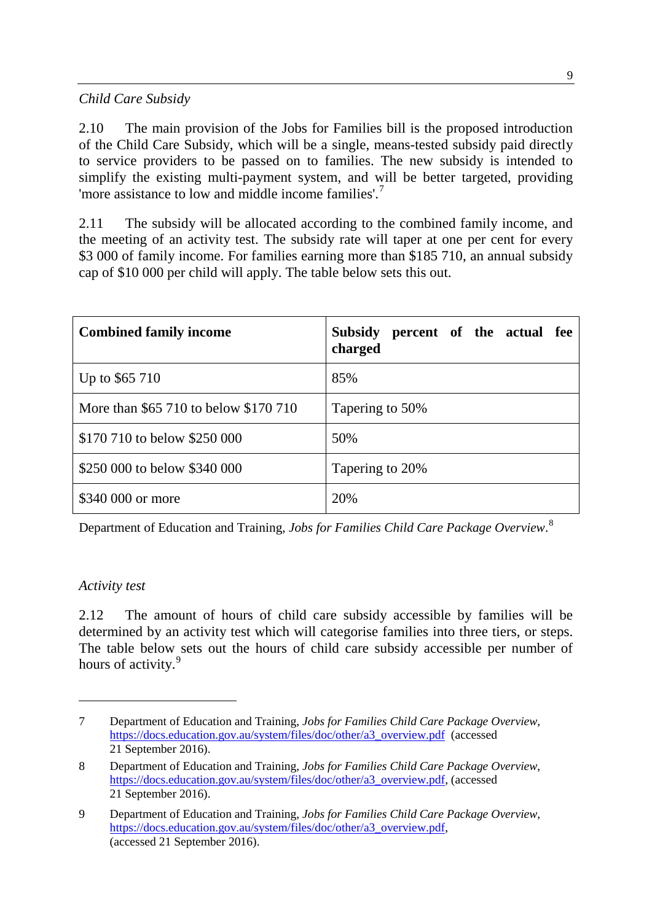*Child Care Subsidy*

2.10 The main provision of the Jobs for Families bill is the proposed introduction of the Child Care Subsidy, which will be a single, means-tested subsidy paid directly to service providers to be passed on to families. The new subsidy is intended to simplify the existing multi-payment system, and will be better targeted, providing 'more assistance to low and middle income families'.[7]

2.11 The subsidy will be allocated according to the combined family income, and the meeting of an activity test. The subsidy rate will taper at one per cent for every $3 000 of family income. For families earning more than $185 710, an annual subsidy cap of $10 000 per child will apply. The table below sets this out.

| **Combined family income** | **Subsidy percent of the actual fee charged** |
|---|---|
| Up to $65 710 | 85% |
| More than $65 710 to below $170 710 | Tapering to 50% |
| $170 710 to below $250 000 | 50% |
| $250 000 to below $340 000 | Tapering to 20% |
| $340 000 or more | 20% |

Department of Education and Training, *Jobs for Families Child Care Package Overview*.[8]

*Activity test*

2.12 The amount of hours of child care subsidy accessible by families will be determined by an activity test which will categorise families into three tiers, or steps. The table below sets out the hours of child care subsidy accessible per number of hours of activity.[9]

---

7 Department of Education and Training, *Jobs for Families Child Care Package Overview*, https://docs.education.gov.au/system/files/doc/other/a3_overview.pdf (accessed 21 September 2016).

8 Department of Education and Training, *Jobs for Families Child Care Package Overview*, https://docs.education.gov.au/system/files/doc/other/a3_overview.pdf, (accessed 21 September 2016).

9 Department of Education and Training, *Jobs for Families Child Care Package Overview*, https://docs.education.gov.au/system/files/doc/other/a3_overview.pdf, (accessed 21 September 2016).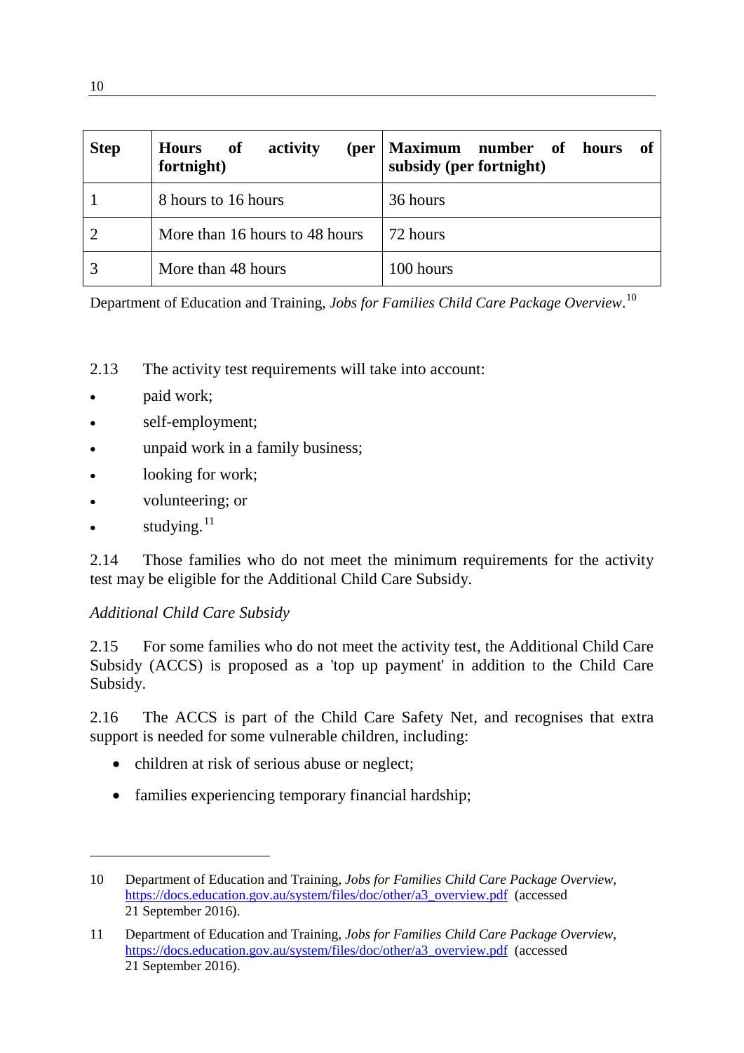| Step | Hours of activity (per fortnight) | Maximum number of hours of subsidy (per fortnight) |
|---|---|---|
| 1 | 8 hours to 16 hours | 36 hours |
| 2 | More than 16 hours to 48 hours | 72 hours |
| 3 | More than 48 hours | 100 hours |

Department of Education and Training, *Jobs for Families Child Care Package Overview*.[10]

2.13 The activity test requirements will take into account:

- paid work;
- self-employment;
- unpaid work in a family business;
- looking for work;
- volunteering; or
- studying.[11]

2.14 Those families who do not meet the minimum requirements for the activity test may be eligible for the Additional Child Care Subsidy.

*Additional Child Care Subsidy*

2.15 For some families who do not meet the activity test, the Additional Child Care Subsidy (ACCS) is proposed as a 'top up payment' in addition to the Child Care Subsidy.

2.16 The ACCS is part of the Child Care Safety Net, and recognises that extra support is needed for some vulnerable children, including:

- children at risk of serious abuse or neglect;
- families experiencing temporary financial hardship;

---

10 Department of Education and Training, *Jobs for Families Child Care Package Overview*, https://docs.education.gov.au/system/files/doc/other/a3_overview.pdf (accessed 21 September 2016).

11 Department of Education and Training, *Jobs for Families Child Care Package Overview*, https://docs.education.gov.au/system/files/doc/other/a3_overview.pdf (accessed 21 September 2016).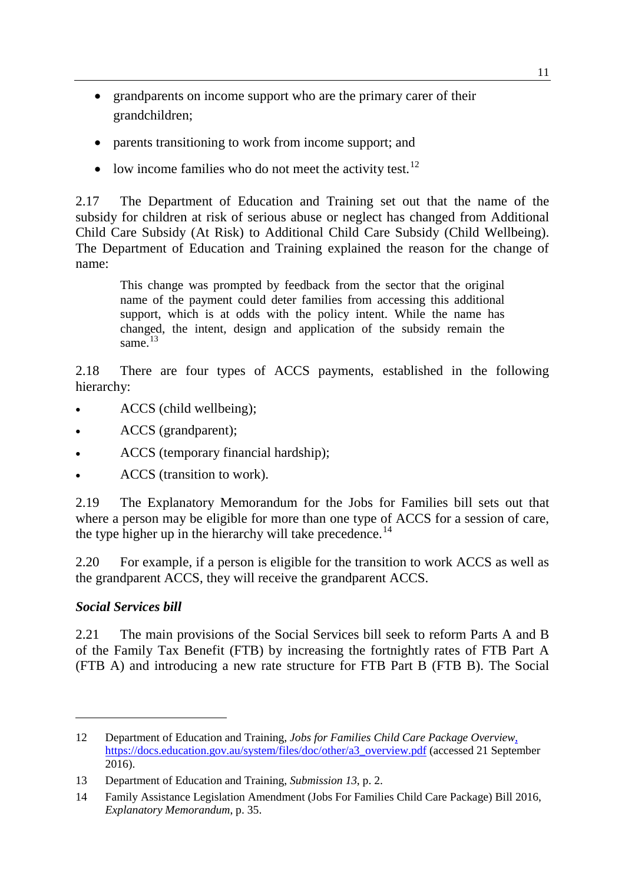- grandparents on income support who are the primary carer of their grandchildren;
- parents transitioning to work from income support; and
- low income families who do not meet the activity test.[12]

2.17 The Department of Education and Training set out that the name of the subsidy for children at risk of serious abuse or neglect has changed from Additional Child Care Subsidy (At Risk) to Additional Child Care Subsidy (Child Wellbeing). The Department of Education and Training explained the reason for the change of name:

> This change was prompted by feedback from the sector that the original name of the payment could deter families from accessing this additional support, which is at odds with the policy intent. While the name has changed, the intent, design and application of the subsidy remain the same.[13]

2.18 There are four types of ACCS payments, established in the following hierarchy:

- ACCS (child wellbeing);
- ACCS (grandparent);
- ACCS (temporary financial hardship);
- ACCS (transition to work).

2.19 The Explanatory Memorandum for the Jobs for Families bill sets out that where a person may be eligible for more than one type of ACCS for a session of care, the type higher up in the hierarchy will take precedence.[14]

2.20 For example, if a person is eligible for the transition to work ACCS as well as the grandparent ACCS, they will receive the grandparent ACCS.

### *Social Services bill*

2.21 The main provisions of the Social Services bill seek to reform Parts A and B of the Family Tax Benefit (FTB) by increasing the fortnightly rates of FTB Part A (FTB A) and introducing a new rate structure for FTB Part B (FTB B). The Social

---

12 Department of Education and Training, *Jobs for Families Child Care Package Overview*, https://docs.education.gov.au/system/files/doc/other/a3_overview.pdf (accessed 21 September 2016).

13 Department of Education and Training, *Submission 13*, p. 2.

14 Family Assistance Legislation Amendment (Jobs For Families Child Care Package) Bill 2016, *Explanatory Memorandum*, p. 35.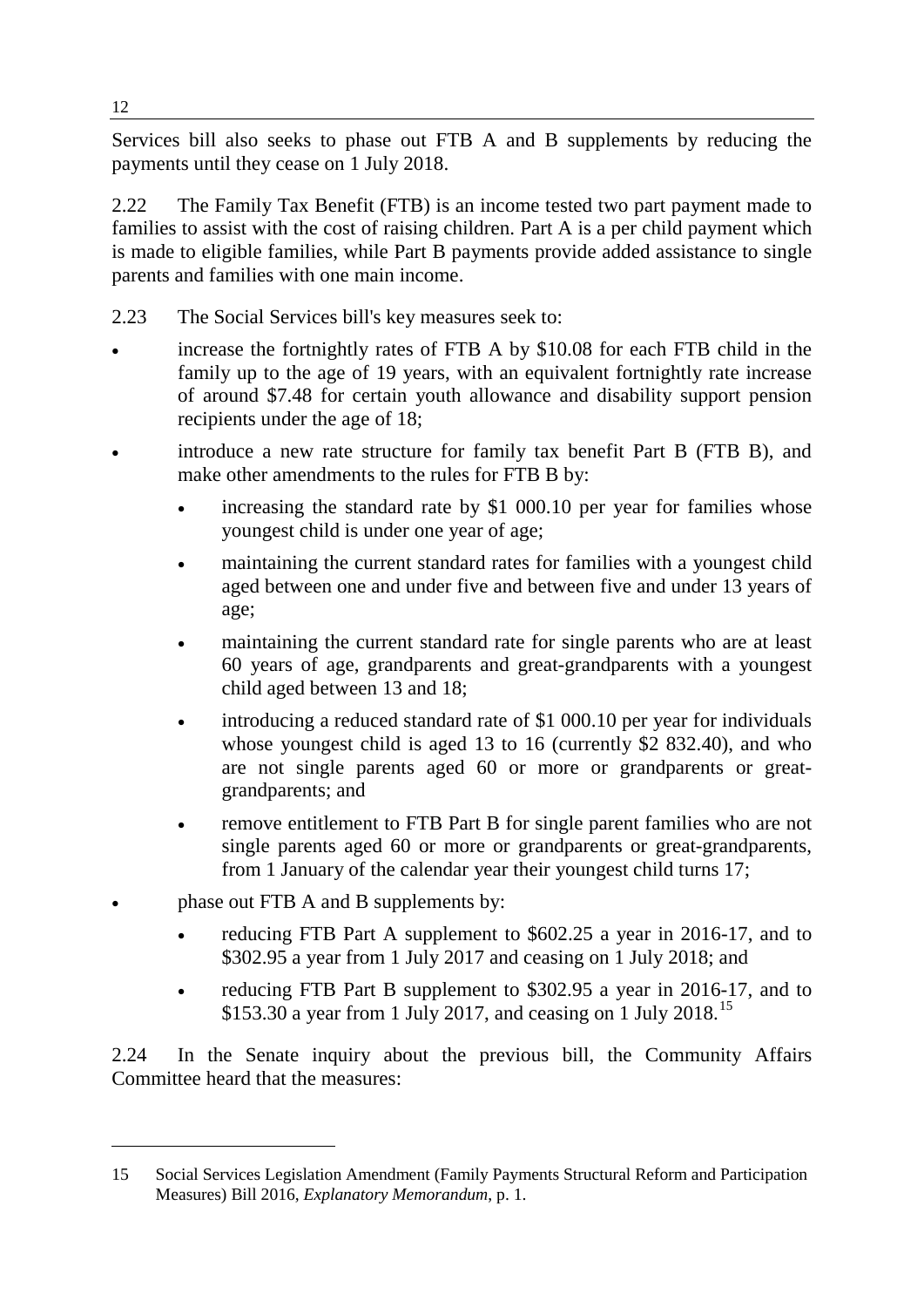Services bill also seeks to phase out FTB A and B supplements by reducing the payments until they cease on 1 July 2018.

2.22 The Family Tax Benefit (FTB) is an income tested two part payment made to families to assist with the cost of raising children. Part A is a per child payment which is made to eligible families, while Part B payments provide added assistance to single parents and families with one main income.

2.23 The Social Services bill's key measures seek to:

- increase the fortnightly rates of FTB A by $10.08 for each FTB child in the family up to the age of 19 years, with an equivalent fortnightly rate increase of around $7.48 for certain youth allowance and disability support pension recipients under the age of 18;
- introduce a new rate structure for family tax benefit Part B (FTB B), and make other amendments to the rules for FTB B by:
  - increasing the standard rate by $1 000.10 per year for families whose youngest child is under one year of age;
  - maintaining the current standard rates for families with a youngest child aged between one and under five and between five and under 13 years of age;
  - maintaining the current standard rate for single parents who are at least 60 years of age, grandparents and great-grandparents with a youngest child aged between 13 and 18;
  - introducing a reduced standard rate of $1 000.10 per year for individuals whose youngest child is aged 13 to 16 (currently $2 832.40), and who are not single parents aged 60 or more or grandparents or great-grandparents; and
  - remove entitlement to FTB Part B for single parent families who are not single parents aged 60 or more or grandparents or great-grandparents, from 1 January of the calendar year their youngest child turns 17;
- phase out FTB A and B supplements by:
  - reducing FTB Part A supplement to $602.25 a year in 2016-17, and to $302.95 a year from 1 July 2017 and ceasing on 1 July 2018; and
  - reducing FTB Part B supplement to $302.95 a year in 2016-17, and to $153.30 a year from 1 July 2017, and ceasing on 1 July 2018.[15]

2.24 In the Senate inquiry about the previous bill, the Community Affairs Committee heard that the measures:

---

15 Social Services Legislation Amendment (Family Payments Structural Reform and Participation Measures) Bill 2016, *Explanatory Memorandum*, p. 1.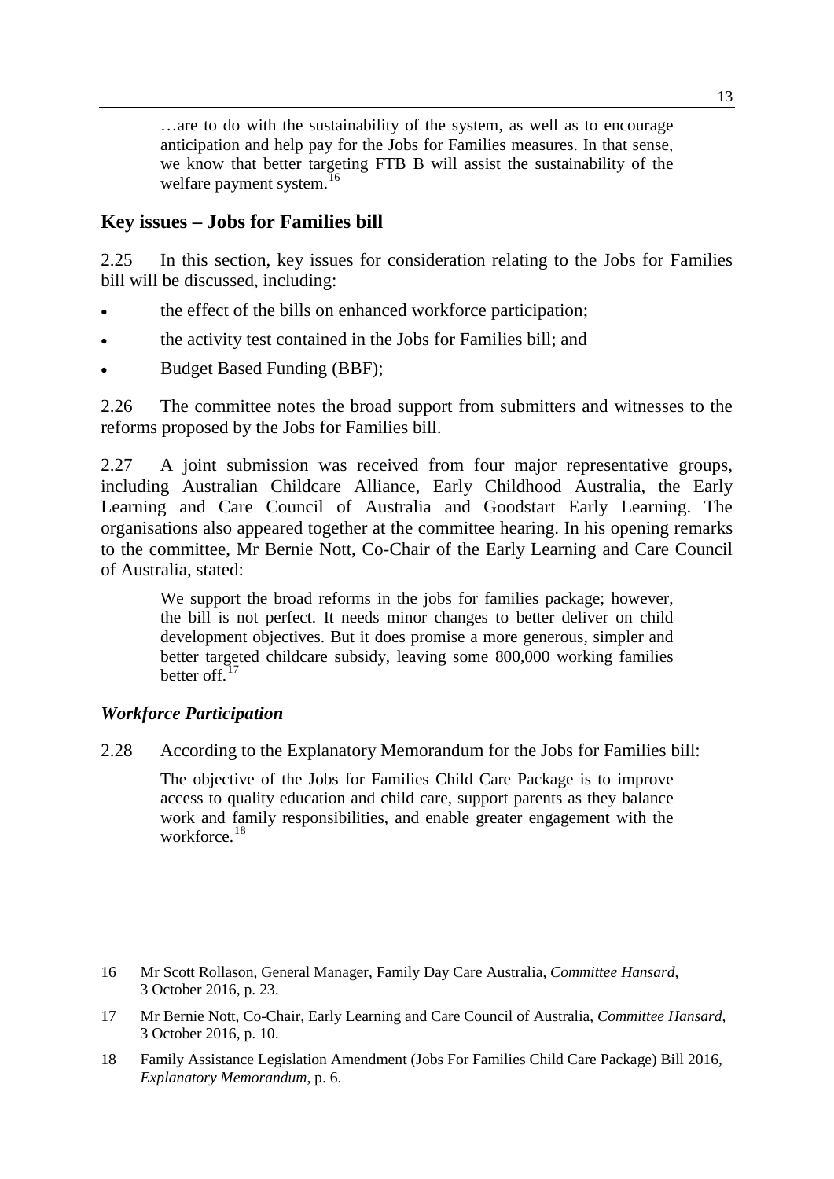> …are to do with the sustainability of the system, as well as to encourage anticipation and help pay for the Jobs for Families measures. In that sense, we know that better targeting FTB B will assist the sustainability of the welfare payment system.[16]

## Key issues – Jobs for Families bill

2.25 In this section, key issues for consideration relating to the Jobs for Families bill will be discussed, including:

- the effect of the bills on enhanced workforce participation;
- the activity test contained in the Jobs for Families bill; and
- Budget Based Funding (BBF);

2.26 The committee notes the broad support from submitters and witnesses to the reforms proposed by the Jobs for Families bill.

2.27 A joint submission was received from four major representative groups, including Australian Childcare Alliance, Early Childhood Australia, the Early Learning and Care Council of Australia and Goodstart Early Learning. The organisations also appeared together at the committee hearing. In his opening remarks to the committee, Mr Bernie Nott, Co-Chair of the Early Learning and Care Council of Australia, stated:

> We support the broad reforms in the jobs for families package; however, the bill is not perfect. It needs minor changes to better deliver on child development objectives. But it does promise a more generous, simpler and better targeted childcare subsidy, leaving some 800,000 working families better off.[17]

### *Workforce Participation*

2.28 According to the Explanatory Memorandum for the Jobs for Families bill:

> The objective of the Jobs for Families Child Care Package is to improve access to quality education and child care, support parents as they balance work and family responsibilities, and enable greater engagement with the workforce.[18]

---

16 Mr Scott Rollason, General Manager, Family Day Care Australia, *Committee Hansard*, 3 October 2016, p. 23.

17 Mr Bernie Nott, Co-Chair, Early Learning and Care Council of Australia, *Committee Hansard*, 3 October 2016, p. 10.

18 Family Assistance Legislation Amendment (Jobs For Families Child Care Package) Bill 2016, *Explanatory Memorandum*, p. 6.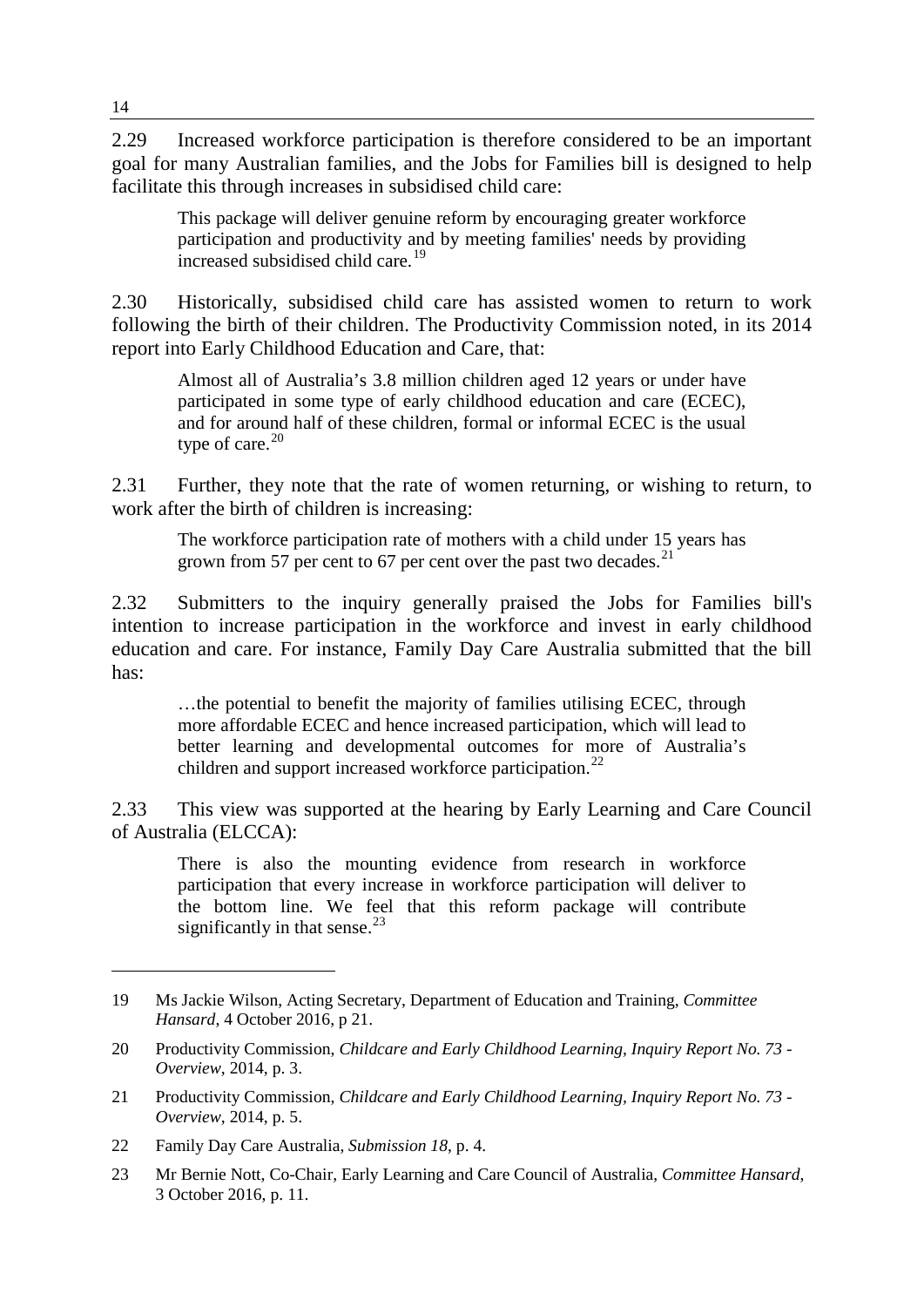2.29 Increased workforce participation is therefore considered to be an important goal for many Australian families, and the Jobs for Families bill is designed to help facilitate this through increases in subsidised child care:

> This package will deliver genuine reform by encouraging greater workforce participation and productivity and by meeting families' needs by providing increased subsidised child care.[19]

2.30 Historically, subsidised child care has assisted women to return to work following the birth of their children. The Productivity Commission noted, in its 2014 report into Early Childhood Education and Care, that:

> Almost all of Australia's 3.8 million children aged 12 years or under have participated in some type of early childhood education and care (ECEC), and for around half of these children, formal or informal ECEC is the usual type of care.[20]

2.31 Further, they note that the rate of women returning, or wishing to return, to work after the birth of children is increasing:

> The workforce participation rate of mothers with a child under 15 years has grown from 57 per cent to 67 per cent over the past two decades.[21]

2.32 Submitters to the inquiry generally praised the Jobs for Families bill's intention to increase participation in the workforce and invest in early childhood education and care. For instance, Family Day Care Australia submitted that the bill has:

> …the potential to benefit the majority of families utilising ECEC, through more affordable ECEC and hence increased participation, which will lead to better learning and developmental outcomes for more of Australia's children and support increased workforce participation.[22]

2.33 This view was supported at the hearing by Early Learning and Care Council of Australia (ELCCA):

> There is also the mounting evidence from research in workforce participation that every increase in workforce participation will deliver to the bottom line. We feel that this reform package will contribute significantly in that sense.[23]

---

19 Ms Jackie Wilson, Acting Secretary, Department of Education and Training, *Committee Hansard*, 4 October 2016, p 21.

20 Productivity Commission, *Childcare and Early Childhood Learning, Inquiry Report No. 73 - Overview*, 2014, p. 3.

21 Productivity Commission, *Childcare and Early Childhood Learning, Inquiry Report No. 73 - Overview*, 2014, p. 5.

22 Family Day Care Australia, *Submission 18*, p. 4.

23 Mr Bernie Nott, Co-Chair, Early Learning and Care Council of Australia, *Committee Hansard*, 3 October 2016, p. 11.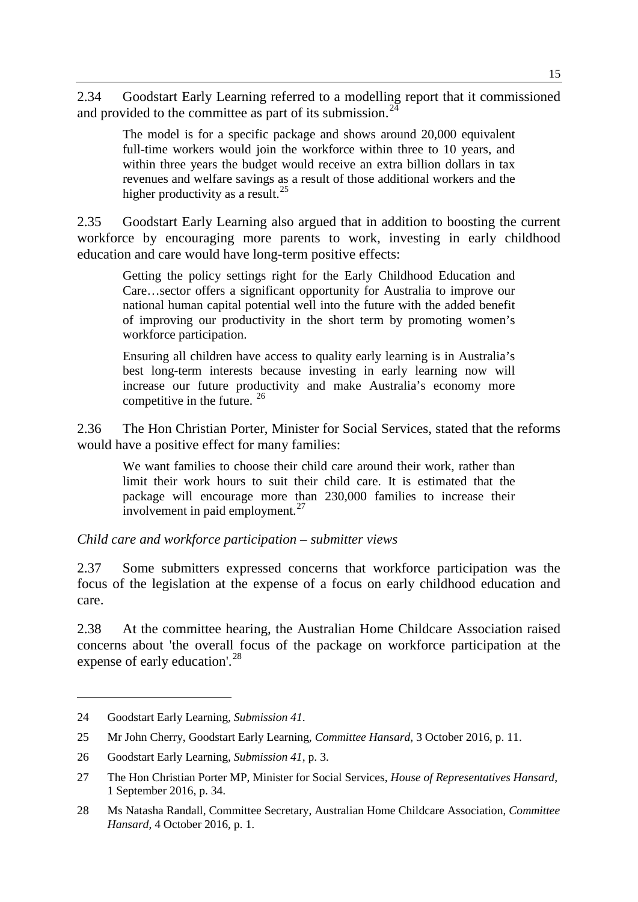2.34 Goodstart Early Learning referred to a modelling report that it commissioned and provided to the committee as part of its submission.[24]

> The model is for a specific package and shows around 20,000 equivalent full-time workers would join the workforce within three to 10 years, and within three years the budget would receive an extra billion dollars in tax revenues and welfare savings as a result of those additional workers and the higher productivity as a result.[25]

2.35 Goodstart Early Learning also argued that in addition to boosting the current workforce by encouraging more parents to work, investing in early childhood education and care would have long-term positive effects:

> Getting the policy settings right for the Early Childhood Education and Care…sector offers a significant opportunity for Australia to improve our national human capital potential well into the future with the added benefit of improving our productivity in the short term by promoting women's workforce participation.
>
> Ensuring all children have access to quality early learning is in Australia's best long-term interests because investing in early learning now will increase our future productivity and make Australia's economy more competitive in the future. [26]

2.36 The Hon Christian Porter, Minister for Social Services, stated that the reforms would have a positive effect for many families:

> We want families to choose their child care around their work, rather than limit their work hours to suit their child care. It is estimated that the package will encourage more than 230,000 families to increase their involvement in paid employment.[27]

*Child care and workforce participation – submitter views*

2.37 Some submitters expressed concerns that workforce participation was the focus of the legislation at the expense of a focus on early childhood education and care.

2.38 At the committee hearing, the Australian Home Childcare Association raised concerns about 'the overall focus of the package on workforce participation at the expense of early education'.[28]

---

24 Goodstart Early Learning, *Submission 41*.

25 Mr John Cherry, Goodstart Early Learning, *Committee Hansard*, 3 October 2016, p. 11.

26 Goodstart Early Learning, *Submission 41*, p. 3.

27 The Hon Christian Porter MP, Minister for Social Services, *House of Representatives Hansard*, 1 September 2016, p. 34.

28 Ms Natasha Randall, Committee Secretary, Australian Home Childcare Association, *Committee Hansard*, 4 October 2016, p. 1.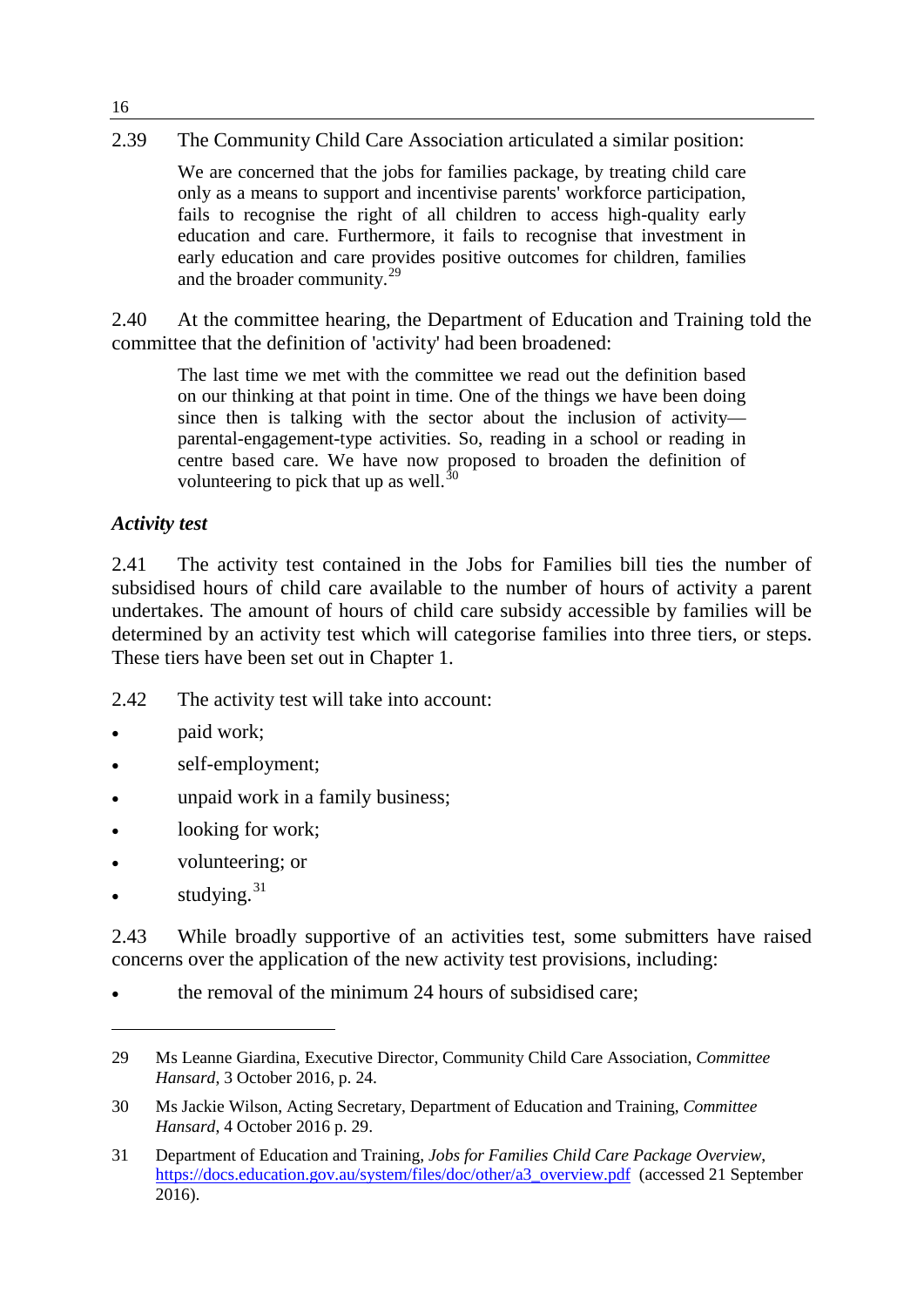2.39 The Community Child Care Association articulated a similar position:

> We are concerned that the jobs for families package, by treating child care only as a means to support and incentivise parents' workforce participation, fails to recognise the right of all children to access high-quality early education and care. Furthermore, it fails to recognise that investment in early education and care provides positive outcomes for children, families and the broader community.[29]

2.40 At the committee hearing, the Department of Education and Training told the committee that the definition of 'activity' had been broadened:

> The last time we met with the committee we read out the definition based on our thinking at that point in time. One of the things we have been doing since then is talking with the sector about the inclusion of activity—parental-engagement-type activities. So, reading in a school or reading in centre based care. We have now proposed to broaden the definition of volunteering to pick that up as well.[30]

### *Activity test*

2.41 The activity test contained in the Jobs for Families bill ties the number of subsidised hours of child care available to the number of hours of activity a parent undertakes. The amount of hours of child care subsidy accessible by families will be determined by an activity test which will categorise families into three tiers, or steps. These tiers have been set out in Chapter 1.

2.42 The activity test will take into account:

- paid work;
- self-employment;
- unpaid work in a family business;
- looking for work;
- volunteering; or
- studying.[31]

2.43 While broadly supportive of an activities test, some submitters have raised concerns over the application of the new activity test provisions, including:

- the removal of the minimum 24 hours of subsidised care;

---

29 Ms Leanne Giardina, Executive Director, Community Child Care Association, *Committee Hansard*, 3 October 2016, p. 24.

30 Ms Jackie Wilson, Acting Secretary, Department of Education and Training, *Committee Hansard*, 4 October 2016 p. 29.

31 Department of Education and Training, *Jobs for Families Child Care Package Overview*, https://docs.education.gov.au/system/files/doc/other/a3_overview.pdf (accessed 21 September 2016).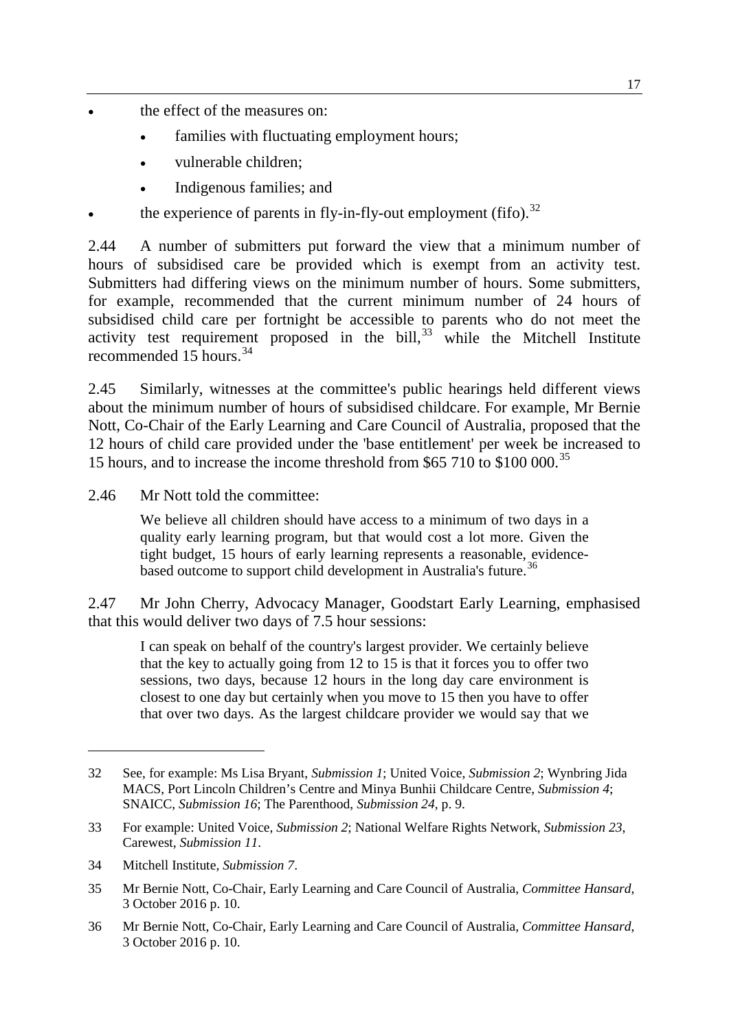- the effect of the measures on:
  - families with fluctuating employment hours;
  - vulnerable children;
  - Indigenous families; and
- the experience of parents in fly-in-fly-out employment (fifo).[32]

2.44 A number of submitters put forward the view that a minimum number of hours of subsidised care be provided which is exempt from an activity test. Submitters had differing views on the minimum number of hours. Some submitters, for example, recommended that the current minimum number of 24 hours of subsidised child care per fortnight be accessible to parents who do not meet the activity test requirement proposed in the bill,[33] while the Mitchell Institute recommended 15 hours.[34]

2.45 Similarly, witnesses at the committee's public hearings held different views about the minimum number of hours of subsidised childcare. For example, Mr Bernie Nott, Co-Chair of the Early Learning and Care Council of Australia, proposed that the 12 hours of child care provided under the 'base entitlement' per week be increased to 15 hours, and to increase the income threshold from $65 710 to $100 000.[35]

2.46 Mr Nott told the committee:

> We believe all children should have access to a minimum of two days in a quality early learning program, but that would cost a lot more. Given the tight budget, 15 hours of early learning represents a reasonable, evidence-based outcome to support child development in Australia's future.[36]

2.47 Mr John Cherry, Advocacy Manager, Goodstart Early Learning, emphasised that this would deliver two days of 7.5 hour sessions:

> I can speak on behalf of the country's largest provider. We certainly believe that the key to actually going from 12 to 15 is that it forces you to offer two sessions, two days, because 12 hours in the long day care environment is closest to one day but certainly when you move to 15 then you have to offer that over two days. As the largest childcare provider we would say that we

---

32 See, for example: Ms Lisa Bryant, *Submission 1*; United Voice, *Submission 2*; Wynbring Jida MACS, Port Lincoln Children's Centre and Minya Bunhii Childcare Centre, *Submission 4*; SNAICC, *Submission 16*; The Parenthood, *Submission 24*, p. 9.

33 For example: United Voice, *Submission 2*; National Welfare Rights Network, *Submission 23*, Carewest, *Submission 11*.

34 Mitchell Institute, *Submission 7*.

35 Mr Bernie Nott, Co-Chair, Early Learning and Care Council of Australia, *Committee Hansard*, 3 October 2016 p. 10.

36 Mr Bernie Nott, Co-Chair, Early Learning and Care Council of Australia, *Committee Hansard*, 3 October 2016 p. 10.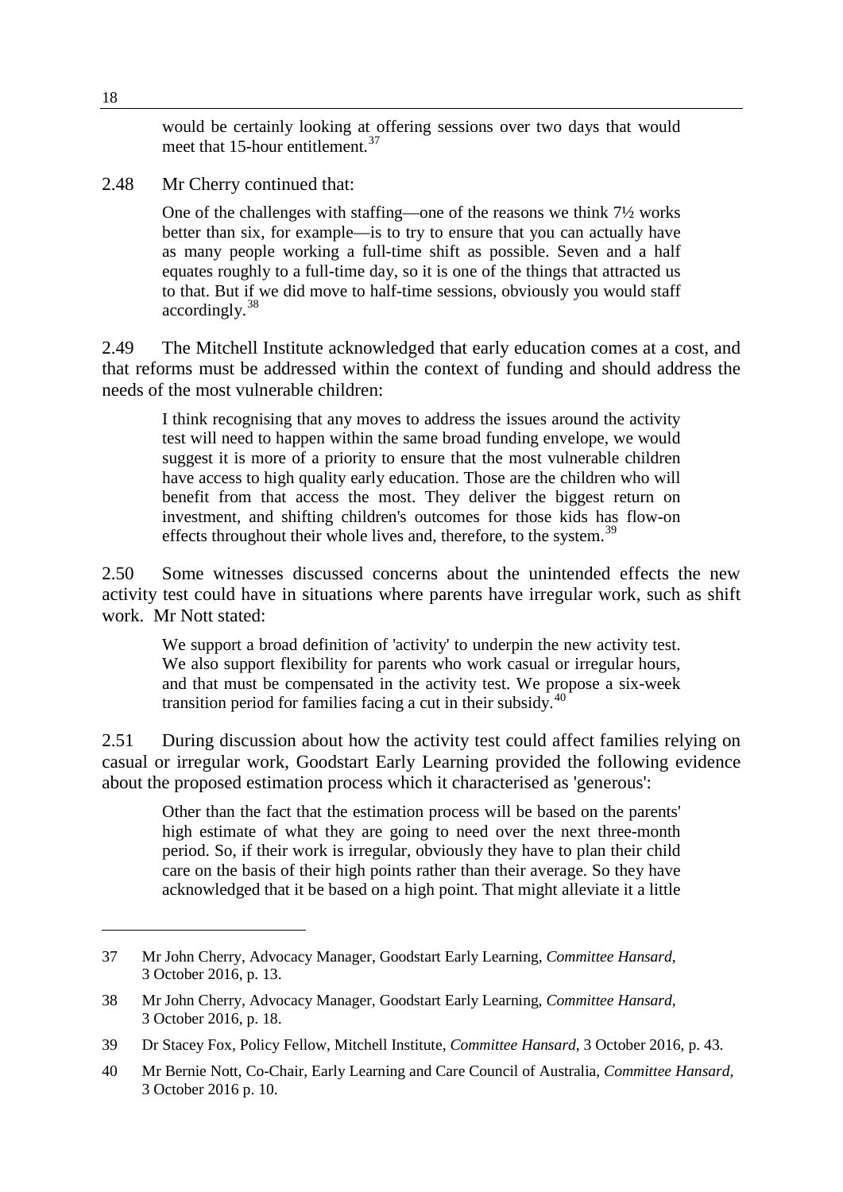> would be certainly looking at offering sessions over two days that would meet that 15-hour entitlement.[37]

2.48 Mr Cherry continued that:

> One of the challenges with staffing—one of the reasons we think 7½ works better than six, for example—is to try to ensure that you can actually have as many people working a full-time shift as possible. Seven and a half equates roughly to a full-time day, so it is one of the things that attracted us to that. But if we did move to half-time sessions, obviously you would staff accordingly.[38]

2.49 The Mitchell Institute acknowledged that early education comes at a cost, and that reforms must be addressed within the context of funding and should address the needs of the most vulnerable children:

> I think recognising that any moves to address the issues around the activity test will need to happen within the same broad funding envelope, we would suggest it is more of a priority to ensure that the most vulnerable children have access to high quality early education. Those are the children who will benefit from that access the most. They deliver the biggest return on investment, and shifting children's outcomes for those kids has flow-on effects throughout their whole lives and, therefore, to the system.[39]

2.50 Some witnesses discussed concerns about the unintended effects the new activity test could have in situations where parents have irregular work, such as shift work. Mr Nott stated:

> We support a broad definition of 'activity' to underpin the new activity test. We also support flexibility for parents who work casual or irregular hours, and that must be compensated in the activity test. We propose a six-week transition period for families facing a cut in their subsidy.[40]

2.51 During discussion about how the activity test could affect families relying on casual or irregular work, Goodstart Early Learning provided the following evidence about the proposed estimation process which it characterised as 'generous':

> Other than the fact that the estimation process will be based on the parents' high estimate of what they are going to need over the next three-month period. So, if their work is irregular, obviously they have to plan their child care on the basis of their high points rather than their average. So they have acknowledged that it be based on a high point. That might alleviate it a little

---

37 Mr John Cherry, Advocacy Manager, Goodstart Early Learning, *Committee Hansard*, 3 October 2016, p. 13.

38 Mr John Cherry, Advocacy Manager, Goodstart Early Learning, *Committee Hansard*, 3 October 2016, p. 18.

39 Dr Stacey Fox, Policy Fellow, Mitchell Institute, *Committee Hansard*, 3 October 2016, p. 43.

40 Mr Bernie Nott, Co-Chair, Early Learning and Care Council of Australia, *Committee Hansard*, 3 October 2016 p. 10.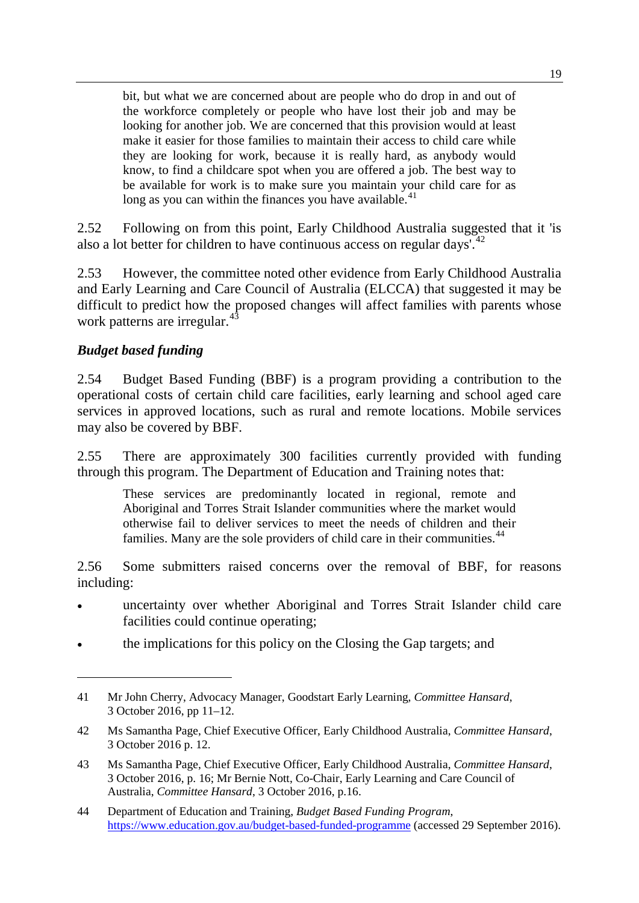> bit, but what we are concerned about are people who do drop in and out of the workforce completely or people who have lost their job and may be looking for another job. We are concerned that this provision would at least make it easier for those families to maintain their access to child care while they are looking for work, because it is really hard, as anybody would know, to find a childcare spot when you are offered a job. The best way to be available for work is to make sure you maintain your child care for as long as you can within the finances you have available.[41]

2.52 Following on from this point, Early Childhood Australia suggested that it 'is also a lot better for children to have continuous access on regular days'.[42]

2.53 However, the committee noted other evidence from Early Childhood Australia and Early Learning and Care Council of Australia (ELCCA) that suggested it may be difficult to predict how the proposed changes will affect families with parents whose work patterns are irregular.[43]

### *Budget based funding*

2.54 Budget Based Funding (BBF) is a program providing a contribution to the operational costs of certain child care facilities, early learning and school aged care services in approved locations, such as rural and remote locations. Mobile services may also be covered by BBF.

2.55 There are approximately 300 facilities currently provided with funding through this program. The Department of Education and Training notes that:

> These services are predominantly located in regional, remote and Aboriginal and Torres Strait Islander communities where the market would otherwise fail to deliver services to meet the needs of children and their families. Many are the sole providers of child care in their communities.[44]

2.56 Some submitters raised concerns over the removal of BBF, for reasons including:

- uncertainty over whether Aboriginal and Torres Strait Islander child care facilities could continue operating;
- the implications for this policy on the Closing the Gap targets; and

---

41 Mr John Cherry, Advocacy Manager, Goodstart Early Learning, *Committee Hansard*, 3 October 2016, pp 11–12.

42 Ms Samantha Page, Chief Executive Officer, Early Childhood Australia, *Committee Hansard*, 3 October 2016 p. 12.

43 Ms Samantha Page, Chief Executive Officer, Early Childhood Australia, *Committee Hansard*, 3 October 2016, p. 16; Mr Bernie Nott, Co-Chair, Early Learning and Care Council of Australia, *Committee Hansard*, 3 October 2016, p.16.

44 Department of Education and Training, *Budget Based Funding Program*, https://www.education.gov.au/budget-based-funded-programme (accessed 29 September 2016).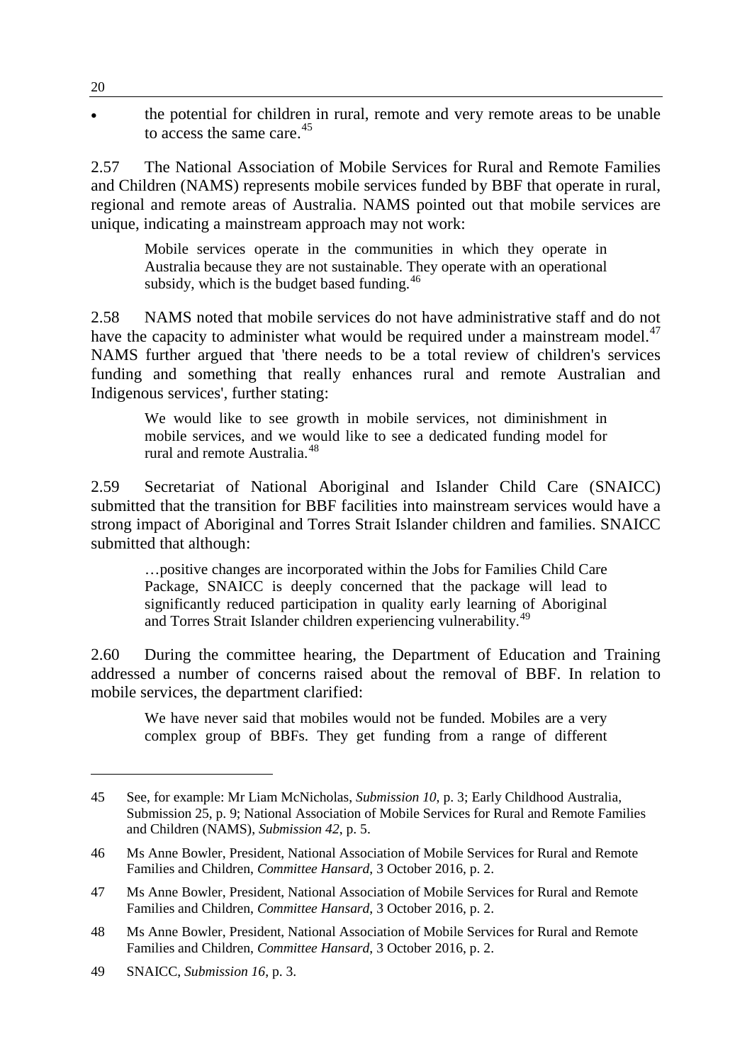- the potential for children in rural, remote and very remote areas to be unable to access the same care.[45]

2.57 The National Association of Mobile Services for Rural and Remote Families and Children (NAMS) represents mobile services funded by BBF that operate in rural, regional and remote areas of Australia. NAMS pointed out that mobile services are unique, indicating a mainstream approach may not work:

> Mobile services operate in the communities in which they operate in Australia because they are not sustainable. They operate with an operational subsidy, which is the budget based funding.[46]

2.58 NAMS noted that mobile services do not have administrative staff and do not have the capacity to administer what would be required under a mainstream model.[47] NAMS further argued that 'there needs to be a total review of children's services funding and something that really enhances rural and remote Australian and Indigenous services', further stating:

> We would like to see growth in mobile services, not diminishment in mobile services, and we would like to see a dedicated funding model for rural and remote Australia.[48]

2.59 Secretariat of National Aboriginal and Islander Child Care (SNAICC) submitted that the transition for BBF facilities into mainstream services would have a strong impact of Aboriginal and Torres Strait Islander children and families. SNAICC submitted that although:

> …positive changes are incorporated within the Jobs for Families Child Care Package, SNAICC is deeply concerned that the package will lead to significantly reduced participation in quality early learning of Aboriginal and Torres Strait Islander children experiencing vulnerability.[49]

2.60 During the committee hearing, the Department of Education and Training addressed a number of concerns raised about the removal of BBF. In relation to mobile services, the department clarified:

> We have never said that mobiles would not be funded. Mobiles are a very complex group of BBFs. They get funding from a range of different

---

45 See, for example: Mr Liam McNicholas, *Submission 10*, p. 3; Early Childhood Australia, Submission 25, p. 9; National Association of Mobile Services for Rural and Remote Families and Children (NAMS), *Submission 42*, p. 5.

46 Ms Anne Bowler, President, National Association of Mobile Services for Rural and Remote Families and Children, *Committee Hansard*, 3 October 2016, p. 2.

47 Ms Anne Bowler, President, National Association of Mobile Services for Rural and Remote Families and Children, *Committee Hansard*, 3 October 2016, p. 2.

48 Ms Anne Bowler, President, National Association of Mobile Services for Rural and Remote Families and Children, *Committee Hansard*, 3 October 2016, p. 2.

49 SNAICC, *Submission 16*, p. 3.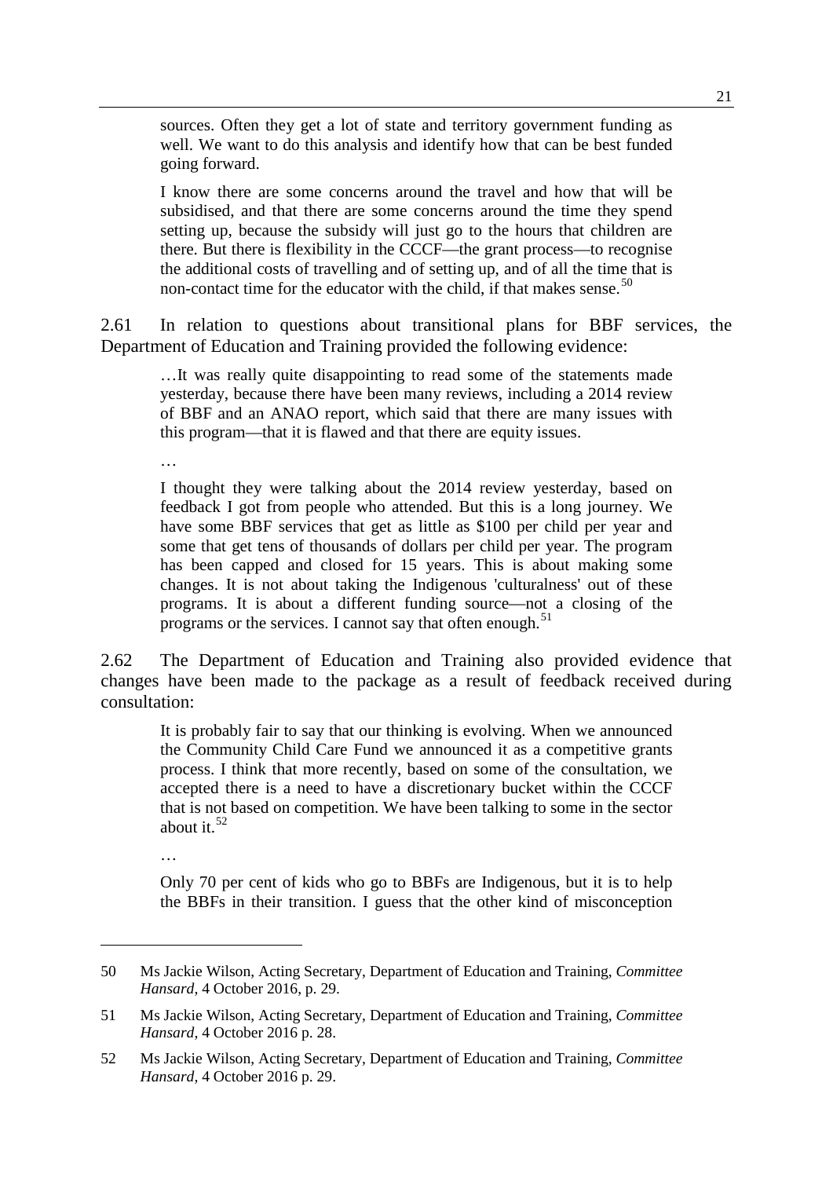> sources. Often they get a lot of state and territory government funding as well. We want to do this analysis and identify how that can be best funded going forward.
>
> I know there are some concerns around the travel and how that will be subsidised, and that there are some concerns around the time they spend setting up, because the subsidy will just go to the hours that children are there. But there is flexibility in the CCCF—the grant process—to recognise the additional costs of travelling and of setting up, and of all the time that is non-contact time for the educator with the child, if that makes sense.[50]

2.61 In relation to questions about transitional plans for BBF services, the Department of Education and Training provided the following evidence:

> …It was really quite disappointing to read some of the statements made yesterday, because there have been many reviews, including a 2014 review of BBF and an ANAO report, which said that there are many issues with this program—that it is flawed and that there are equity issues.
>
> …
>
> I thought they were talking about the 2014 review yesterday, based on feedback I got from people who attended. But this is a long journey. We have some BBF services that get as little as $100 per child per year and some that get tens of thousands of dollars per child per year. The program has been capped and closed for 15 years. This is about making some changes. It is not about taking the Indigenous 'culturalness' out of these programs. It is about a different funding source—not a closing of the programs or the services. I cannot say that often enough.[51]

2.62 The Department of Education and Training also provided evidence that changes have been made to the package as a result of feedback received during consultation:

> It is probably fair to say that our thinking is evolving. When we announced the Community Child Care Fund we announced it as a competitive grants process. I think that more recently, based on some of the consultation, we accepted there is a need to have a discretionary bucket within the CCCF that is not based on competition. We have been talking to some in the sector about it.[52]
>
> …
>
> Only 70 per cent of kids who go to BBFs are Indigenous, but it is to help the BBFs in their transition. I guess that the other kind of misconception

---

50 Ms Jackie Wilson, Acting Secretary, Department of Education and Training, *Committee Hansard*, 4 October 2016, p. 29.

51 Ms Jackie Wilson, Acting Secretary, Department of Education and Training, *Committee Hansard*, 4 October 2016 p. 28.

52 Ms Jackie Wilson, Acting Secretary, Department of Education and Training, *Committee Hansard*, 4 October 2016 p. 29.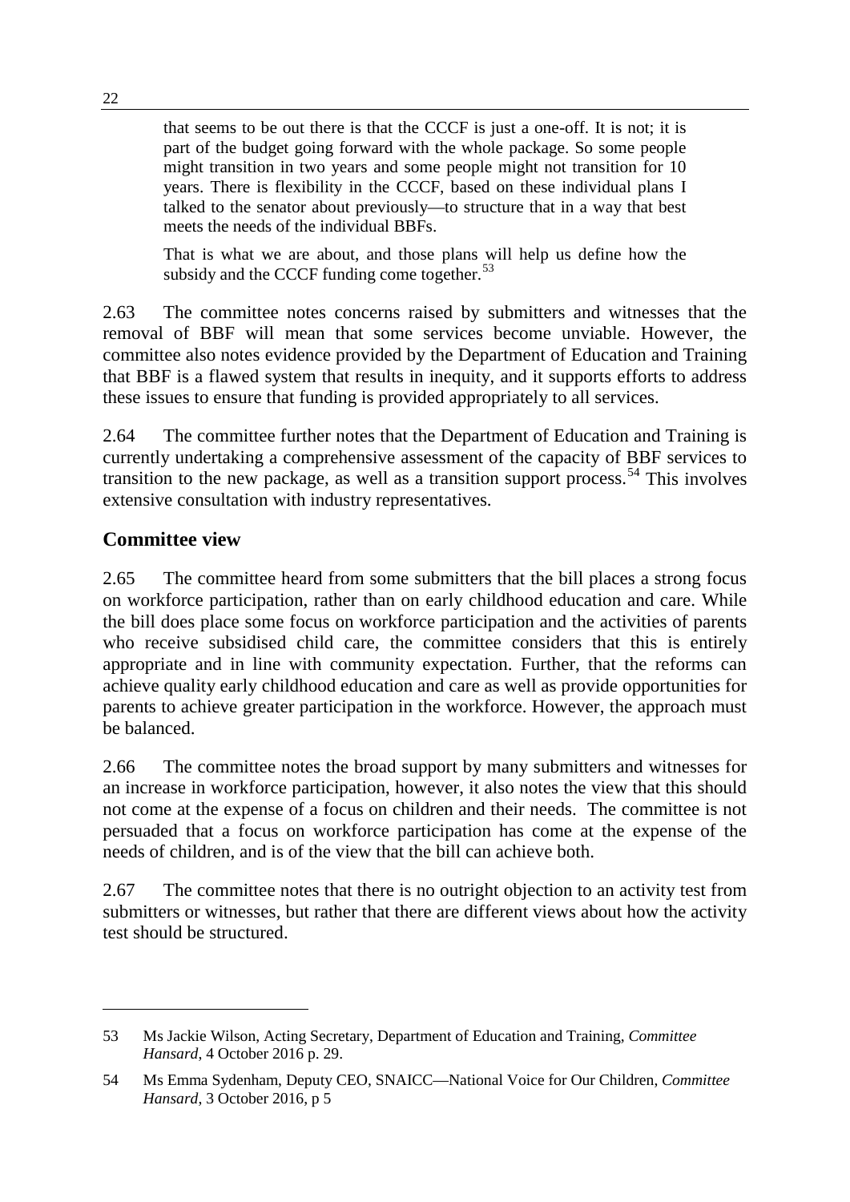> that seems to be out there is that the CCCF is just a one-off. It is not; it is part of the budget going forward with the whole package. So some people might transition in two years and some people might not transition for 10 years. There is flexibility in the CCCF, based on these individual plans I talked to the senator about previously—to structure that in a way that best meets the needs of the individual BBFs.
>
> That is what we are about, and those plans will help us define how the subsidy and the CCCF funding come together.[53]

2.63 The committee notes concerns raised by submitters and witnesses that the removal of BBF will mean that some services become unviable. However, the committee also notes evidence provided by the Department of Education and Training that BBF is a flawed system that results in inequity, and it supports efforts to address these issues to ensure that funding is provided appropriately to all services.

2.64 The committee further notes that the Department of Education and Training is currently undertaking a comprehensive assessment of the capacity of BBF services to transition to the new package, as well as a transition support process.[54] This involves extensive consultation with industry representatives.

## Committee view

2.65 The committee heard from some submitters that the bill places a strong focus on workforce participation, rather than on early childhood education and care. While the bill does place some focus on workforce participation and the activities of parents who receive subsidised child care, the committee considers that this is entirely appropriate and in line with community expectation. Further, that the reforms can achieve quality early childhood education and care as well as provide opportunities for parents to achieve greater participation in the workforce. However, the approach must be balanced.

2.66 The committee notes the broad support by many submitters and witnesses for an increase in workforce participation, however, it also notes the view that this should not come at the expense of a focus on children and their needs. The committee is not persuaded that a focus on workforce participation has come at the expense of the needs of children, and is of the view that the bill can achieve both.

2.67 The committee notes that there is no outright objection to an activity test from submitters or witnesses, but rather that there are different views about how the activity test should be structured.

---

53 Ms Jackie Wilson, Acting Secretary, Department of Education and Training, *Committee Hansard*, 4 October 2016 p. 29.

54 Ms Emma Sydenham, Deputy CEO, SNAICC—National Voice for Our Children, *Committee Hansard*, 3 October 2016, p 5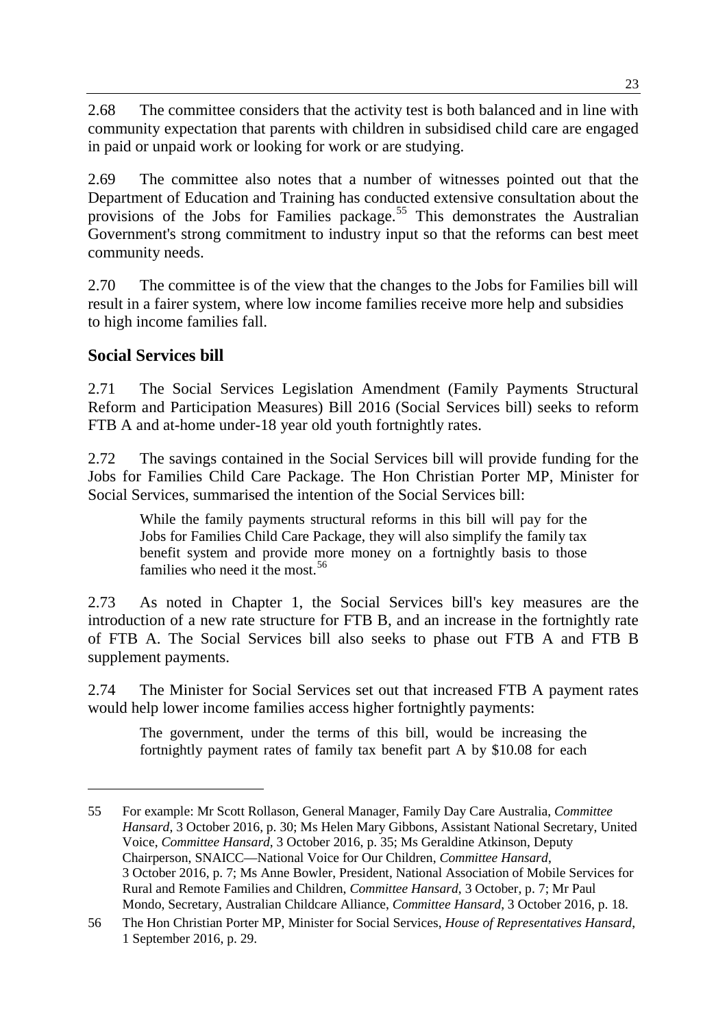2.68 The committee considers that the activity test is both balanced and in line with community expectation that parents with children in subsidised child care are engaged in paid or unpaid work or looking for work or are studying.

2.69 The committee also notes that a number of witnesses pointed out that the Department of Education and Training has conducted extensive consultation about the provisions of the Jobs for Families package.[55] This demonstrates the Australian Government's strong commitment to industry input so that the reforms can best meet community needs.

2.70 The committee is of the view that the changes to the Jobs for Families bill will result in a fairer system, where low income families receive more help and subsidies to high income families fall.

## Social Services bill

2.71 The Social Services Legislation Amendment (Family Payments Structural Reform and Participation Measures) Bill 2016 (Social Services bill) seeks to reform FTB A and at-home under-18 year old youth fortnightly rates.

2.72 The savings contained in the Social Services bill will provide funding for the Jobs for Families Child Care Package. The Hon Christian Porter MP, Minister for Social Services, summarised the intention of the Social Services bill:

> While the family payments structural reforms in this bill will pay for the Jobs for Families Child Care Package, they will also simplify the family tax benefit system and provide more money on a fortnightly basis to those families who need it the most.[56]

2.73 As noted in Chapter 1, the Social Services bill's key measures are the introduction of a new rate structure for FTB B, and an increase in the fortnightly rate of FTB A. The Social Services bill also seeks to phase out FTB A and FTB B supplement payments.

2.74 The Minister for Social Services set out that increased FTB A payment rates would help lower income families access higher fortnightly payments:

> The government, under the terms of this bill, would be increasing the fortnightly payment rates of family tax benefit part A by $10.08 for each

---

55 For example: Mr Scott Rollason, General Manager, Family Day Care Australia, *Committee Hansard*, 3 October 2016, p. 30; Ms Helen Mary Gibbons, Assistant National Secretary, United Voice, *Committee Hansard*, 3 October 2016, p. 35; Ms Geraldine Atkinson, Deputy Chairperson, SNAICC—National Voice for Our Children, *Committee Hansard*, 3 October 2016, p. 7; Ms Anne Bowler, President, National Association of Mobile Services for Rural and Remote Families and Children, *Committee Hansard*, 3 October, p. 7; Mr Paul Mondo, Secretary, Australian Childcare Alliance, *Committee Hansard*, 3 October 2016, p. 18.

56 The Hon Christian Porter MP, Minister for Social Services, *House of Representatives Hansard*, 1 September 2016, p. 29.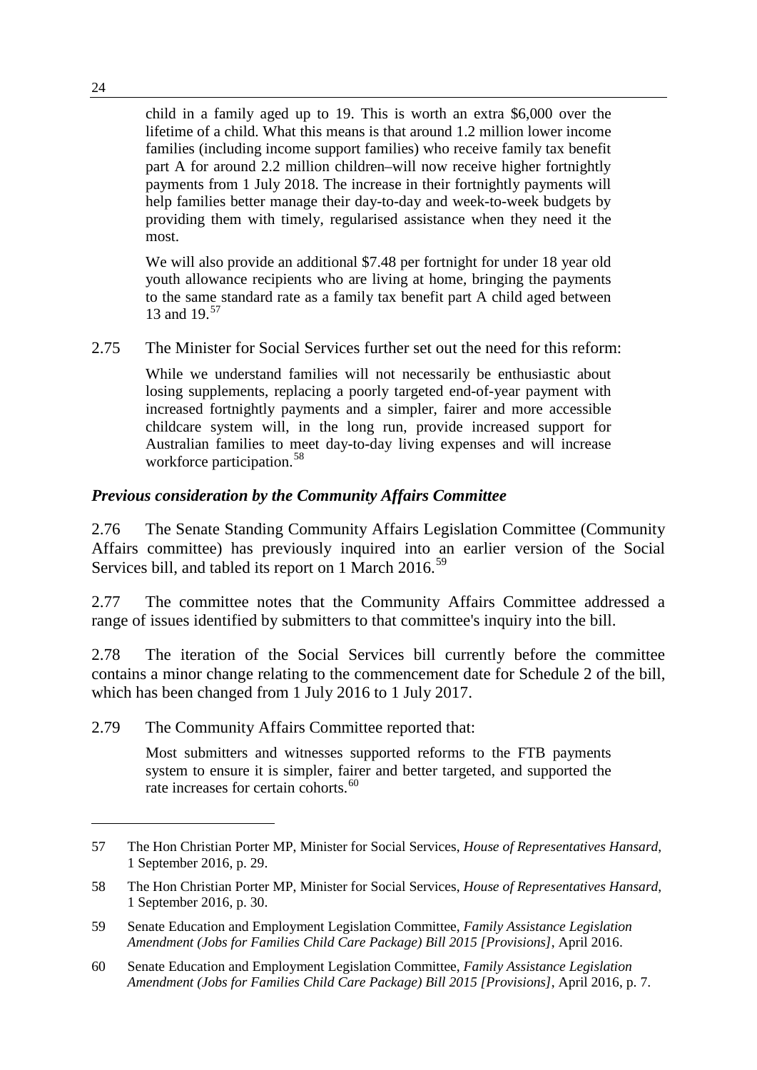> child in a family aged up to 19. This is worth an extra $6,000 over the lifetime of a child. What this means is that around 1.2 million lower income families (including income support families) who receive family tax benefit part A for around 2.2 million children–will now receive higher fortnightly payments from 1 July 2018. The increase in their fortnightly payments will help families better manage their day-to-day and week-to-week budgets by providing them with timely, regularised assistance when they need it the most.
>
> We will also provide an additional $7.48 per fortnight for under 18 year old youth allowance recipients who are living at home, bringing the payments to the same standard rate as a family tax benefit part A child aged between 13 and 19.[57]

2.75 The Minister for Social Services further set out the need for this reform:

> While we understand families will not necessarily be enthusiastic about losing supplements, replacing a poorly targeted end-of-year payment with increased fortnightly payments and a simpler, fairer and more accessible childcare system will, in the long run, provide increased support for Australian families to meet day-to-day living expenses and will increase workforce participation.[58]

### *Previous consideration by the Community Affairs Committee*

2.76 The Senate Standing Community Affairs Legislation Committee (Community Affairs committee) has previously inquired into an earlier version of the Social Services bill, and tabled its report on 1 March 2016.[59]

2.77 The committee notes that the Community Affairs Committee addressed a range of issues identified by submitters to that committee's inquiry into the bill.

2.78 The iteration of the Social Services bill currently before the committee contains a minor change relating to the commencement date for Schedule 2 of the bill, which has been changed from 1 July 2016 to 1 July 2017.

2.79 The Community Affairs Committee reported that:

> Most submitters and witnesses supported reforms to the FTB payments system to ensure it is simpler, fairer and better targeted, and supported the rate increases for certain cohorts.[60]

---

57 The Hon Christian Porter MP, Minister for Social Services, *House of Representatives Hansard*, 1 September 2016, p. 29.

58 The Hon Christian Porter MP, Minister for Social Services, *House of Representatives Hansard*, 1 September 2016, p. 30.

59 Senate Education and Employment Legislation Committee, *Family Assistance Legislation Amendment (Jobs for Families Child Care Package) Bill 2015 [Provisions]*, April 2016.

60 Senate Education and Employment Legislation Committee, *Family Assistance Legislation Amendment (Jobs for Families Child Care Package) Bill 2015 [Provisions]*, April 2016, p. 7.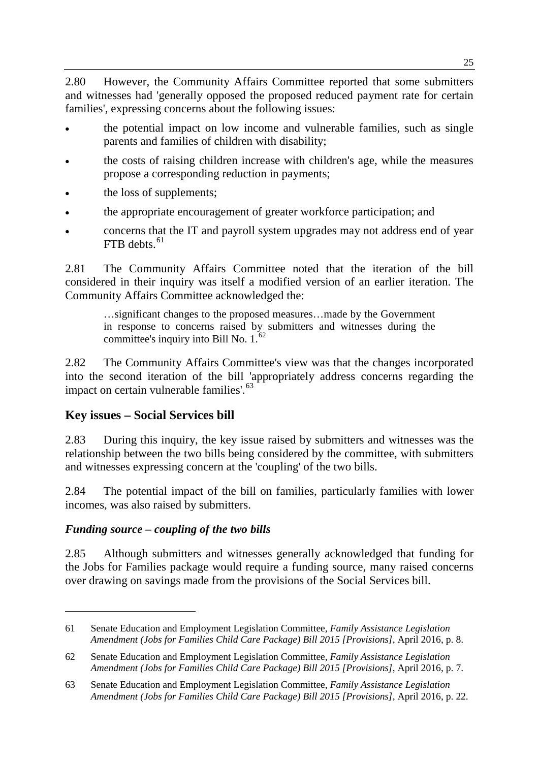2.80 However, the Community Affairs Committee reported that some submitters and witnesses had 'generally opposed the proposed reduced payment rate for certain families', expressing concerns about the following issues:

- the potential impact on low income and vulnerable families, such as single parents and families of children with disability;
- the costs of raising children increase with children's age, while the measures propose a corresponding reduction in payments;
- the loss of supplements;
- the appropriate encouragement of greater workforce participation; and
- concerns that the IT and payroll system upgrades may not address end of year FTB debts.[61]

2.81 The Community Affairs Committee noted that the iteration of the bill considered in their inquiry was itself a modified version of an earlier iteration. The Community Affairs Committee acknowledged the:

> …significant changes to the proposed measures…made by the Government in response to concerns raised by submitters and witnesses during the committee's inquiry into Bill No. 1.[62]

2.82 The Community Affairs Committee's view was that the changes incorporated into the second iteration of the bill 'appropriately address concerns regarding the impact on certain vulnerable families'.[63]

## Key issues – Social Services bill

2.83 During this inquiry, the key issue raised by submitters and witnesses was the relationship between the two bills being considered by the committee, with submitters and witnesses expressing concern at the 'coupling' of the two bills.

2.84 The potential impact of the bill on families, particularly families with lower incomes, was also raised by submitters.

### *Funding source – coupling of the two bills*

2.85 Although submitters and witnesses generally acknowledged that funding for the Jobs for Families package would require a funding source, many raised concerns over drawing on savings made from the provisions of the Social Services bill.

---

61 Senate Education and Employment Legislation Committee, *Family Assistance Legislation Amendment (Jobs for Families Child Care Package) Bill 2015 [Provisions]*, April 2016, p. 8.

62 Senate Education and Employment Legislation Committee, *Family Assistance Legislation Amendment (Jobs for Families Child Care Package) Bill 2015 [Provisions]*, April 2016, p. 7.

63 Senate Education and Employment Legislation Committee, *Family Assistance Legislation Amendment (Jobs for Families Child Care Package) Bill 2015 [Provisions]*, April 2016, p. 22.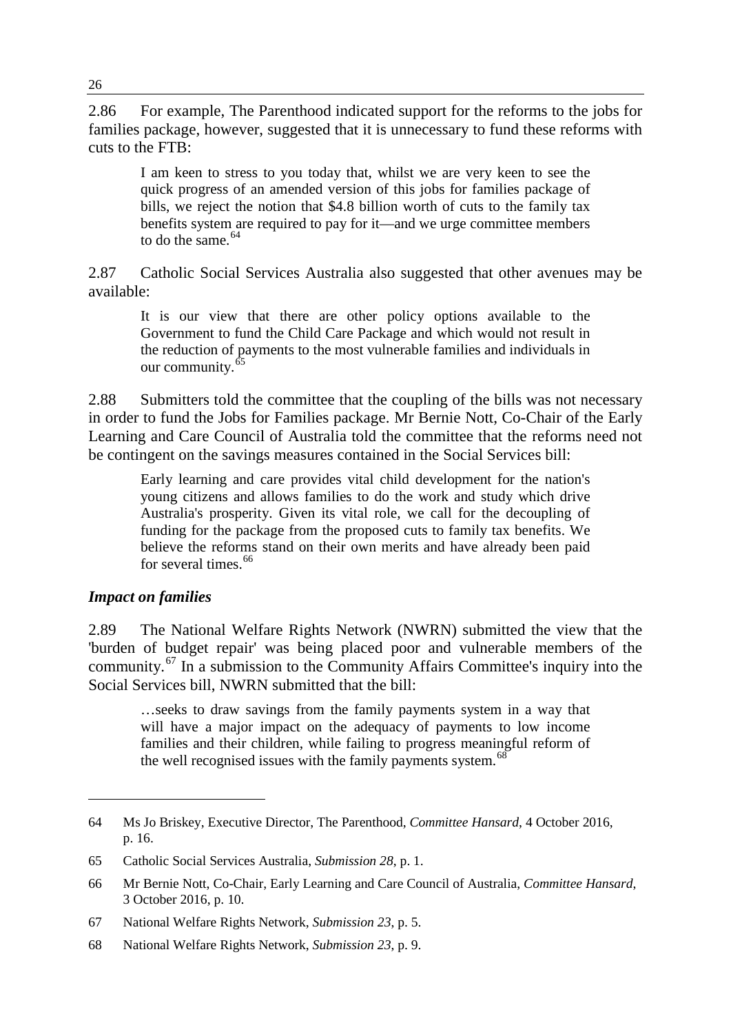2.86 For example, The Parenthood indicated support for the reforms to the jobs for families package, however, suggested that it is unnecessary to fund these reforms with cuts to the FTB:

> I am keen to stress to you today that, whilst we are very keen to see the quick progress of an amended version of this jobs for families package of bills, we reject the notion that $4.8 billion worth of cuts to the family tax benefits system are required to pay for it—and we urge committee members to do the same.[64]

2.87 Catholic Social Services Australia also suggested that other avenues may be available:

> It is our view that there are other policy options available to the Government to fund the Child Care Package and which would not result in the reduction of payments to the most vulnerable families and individuals in our community.[65]

2.88 Submitters told the committee that the coupling of the bills was not necessary in order to fund the Jobs for Families package. Mr Bernie Nott, Co-Chair of the Early Learning and Care Council of Australia told the committee that the reforms need not be contingent on the savings measures contained in the Social Services bill:

> Early learning and care provides vital child development for the nation's young citizens and allows families to do the work and study which drive Australia's prosperity. Given its vital role, we call for the decoupling of funding for the package from the proposed cuts to family tax benefits. We believe the reforms stand on their own merits and have already been paid for several times.[66]

### *Impact on families*

2.89 The National Welfare Rights Network (NWRN) submitted the view that the 'burden of budget repair' was being placed poor and vulnerable members of the community.[67] In a submission to the Community Affairs Committee's inquiry into the Social Services bill, NWRN submitted that the bill:

> …seeks to draw savings from the family payments system in a way that will have a major impact on the adequacy of payments to low income families and their children, while failing to progress meaningful reform of the well recognised issues with the family payments system.[68]

---

64 Ms Jo Briskey, Executive Director, The Parenthood, *Committee Hansard*, 4 October 2016, p. 16.

65 Catholic Social Services Australia, *Submission 28*, p. 1.

66 Mr Bernie Nott, Co-Chair, Early Learning and Care Council of Australia, *Committee Hansard*, 3 October 2016, p. 10.

67 National Welfare Rights Network, *Submission 23*, p. 5.

68 National Welfare Rights Network, *Submission 23*, p. 9.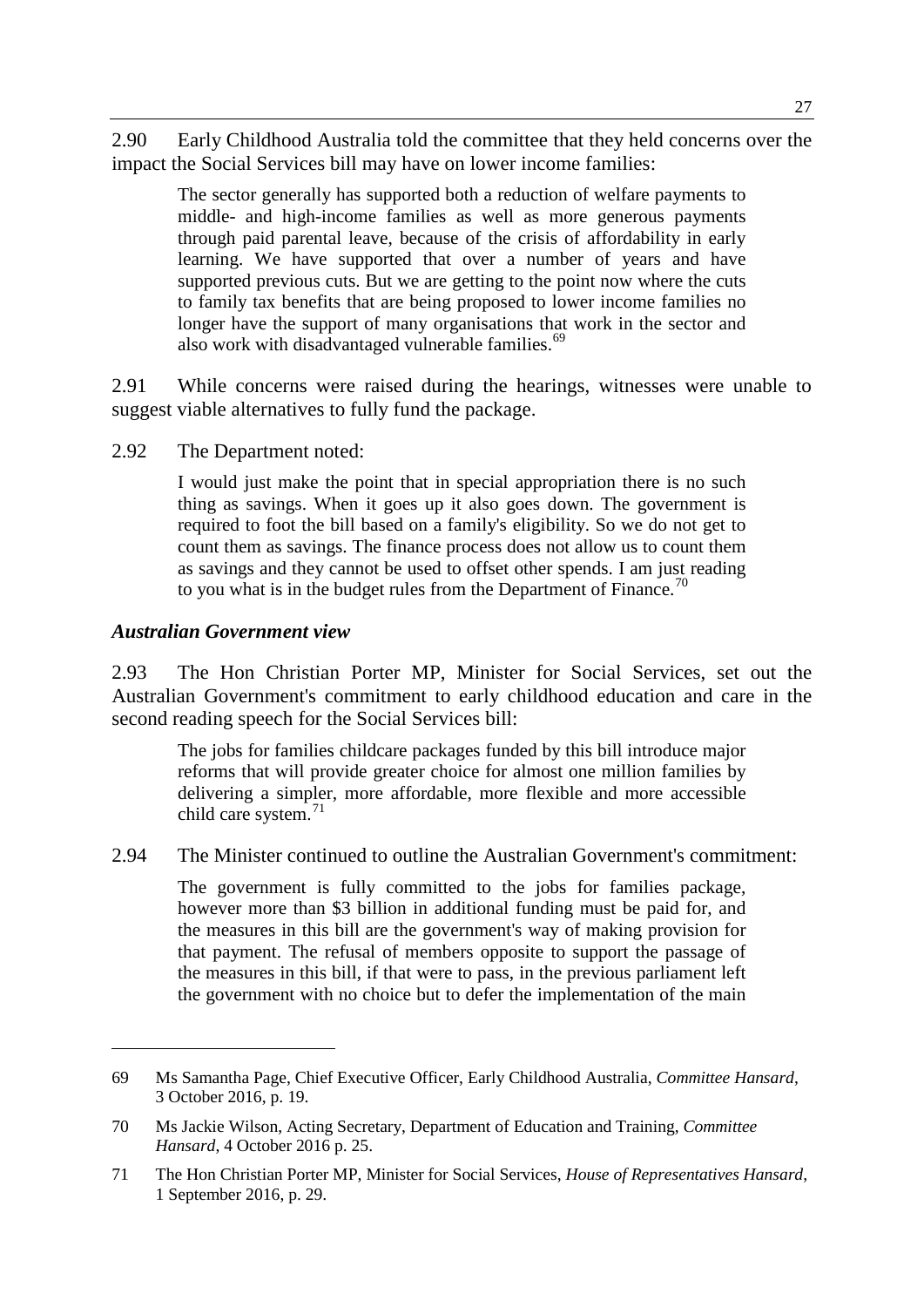2.90 Early Childhood Australia told the committee that they held concerns over the impact the Social Services bill may have on lower income families:

> The sector generally has supported both a reduction of welfare payments to middle- and high-income families as well as more generous payments through paid parental leave, because of the crisis of affordability in early learning. We have supported that over a number of years and have supported previous cuts. But we are getting to the point now where the cuts to family tax benefits that are being proposed to lower income families no longer have the support of many organisations that work in the sector and also work with disadvantaged vulnerable families.[69]

2.91 While concerns were raised during the hearings, witnesses were unable to suggest viable alternatives to fully fund the package.

2.92 The Department noted:

> I would just make the point that in special appropriation there is no such thing as savings. When it goes up it also goes down. The government is required to foot the bill based on a family's eligibility. So we do not get to count them as savings. The finance process does not allow us to count them as savings and they cannot be used to offset other spends. I am just reading to you what is in the budget rules from the Department of Finance.[70]

### *Australian Government view*

2.93 The Hon Christian Porter MP, Minister for Social Services, set out the Australian Government's commitment to early childhood education and care in the second reading speech for the Social Services bill:

> The jobs for families childcare packages funded by this bill introduce major reforms that will provide greater choice for almost one million families by delivering a simpler, more affordable, more flexible and more accessible child care system.[71]

2.94 The Minister continued to outline the Australian Government's commitment:

> The government is fully committed to the jobs for families package, however more than $3 billion in additional funding must be paid for, and the measures in this bill are the government's way of making provision for that payment. The refusal of members opposite to support the passage of the measures in this bill, if that were to pass, in the previous parliament left the government with no choice but to defer the implementation of the main

---

69 Ms Samantha Page, Chief Executive Officer, Early Childhood Australia, *Committee Hansard*, 3 October 2016, p. 19.

70 Ms Jackie Wilson, Acting Secretary, Department of Education and Training, *Committee Hansard*, 4 October 2016 p. 25.

71 The Hon Christian Porter MP, Minister for Social Services, *House of Representatives Hansard*, 1 September 2016, p. 29.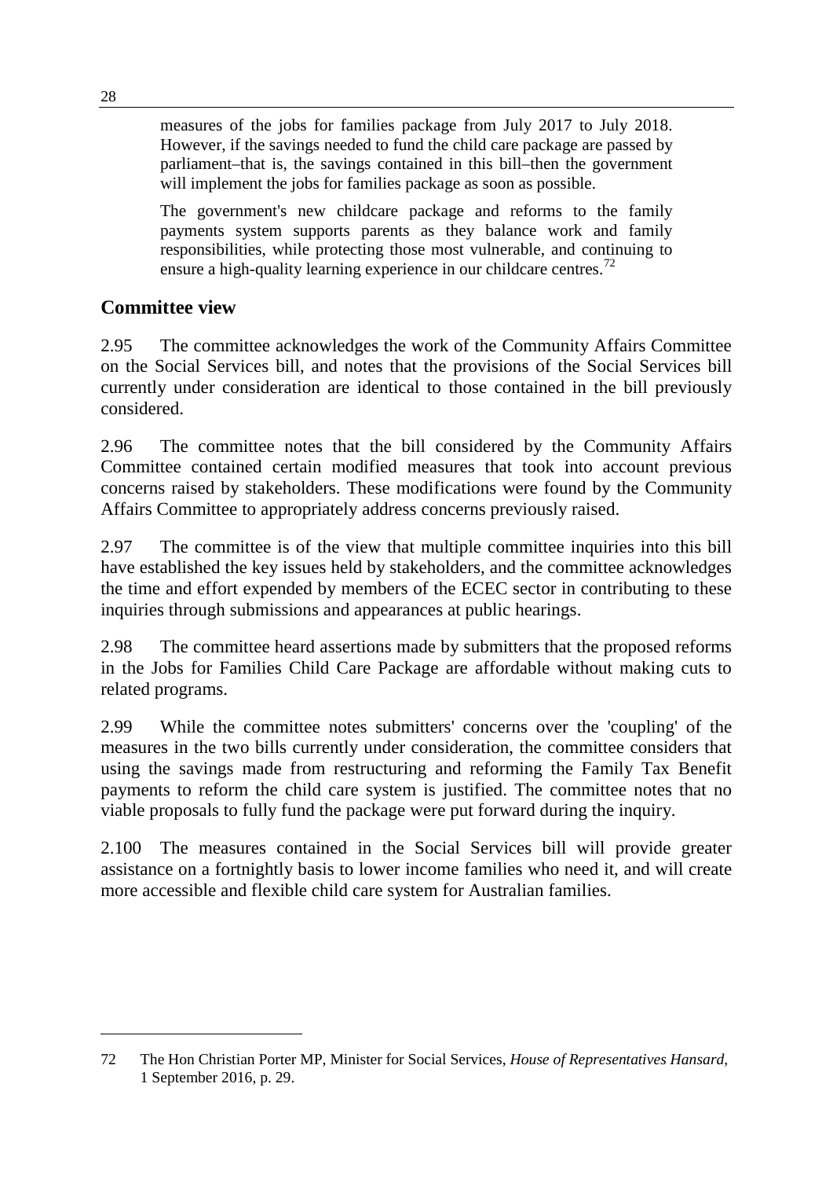> measures of the jobs for families package from July 2017 to July 2018. However, if the savings needed to fund the child care package are passed by parliament–that is, the savings contained in this bill–then the government will implement the jobs for families package as soon as possible.
>
> The government's new childcare package and reforms to the family payments system supports parents as they balance work and family responsibilities, while protecting those most vulnerable, and continuing to ensure a high-quality learning experience in our childcare centres.[72]

## Committee view

2.95 The committee acknowledges the work of the Community Affairs Committee on the Social Services bill, and notes that the provisions of the Social Services bill currently under consideration are identical to those contained in the bill previously considered.

2.96 The committee notes that the bill considered by the Community Affairs Committee contained certain modified measures that took into account previous concerns raised by stakeholders. These modifications were found by the Community Affairs Committee to appropriately address concerns previously raised.

2.97 The committee is of the view that multiple committee inquiries into this bill have established the key issues held by stakeholders, and the committee acknowledges the time and effort expended by members of the ECEC sector in contributing to these inquiries through submissions and appearances at public hearings.

2.98 The committee heard assertions made by submitters that the proposed reforms in the Jobs for Families Child Care Package are affordable without making cuts to related programs.

2.99 While the committee notes submitters' concerns over the 'coupling' of the measures in the two bills currently under consideration, the committee considers that using the savings made from restructuring and reforming the Family Tax Benefit payments to reform the child care system is justified. The committee notes that no viable proposals to fully fund the package were put forward during the inquiry.

2.100 The measures contained in the Social Services bill will provide greater assistance on a fortnightly basis to lower income families who need it, and will create more accessible and flexible child care system for Australian families.

---

72 The Hon Christian Porter MP, Minister for Social Services, *House of Representatives Hansard*, 1 September 2016, p. 29.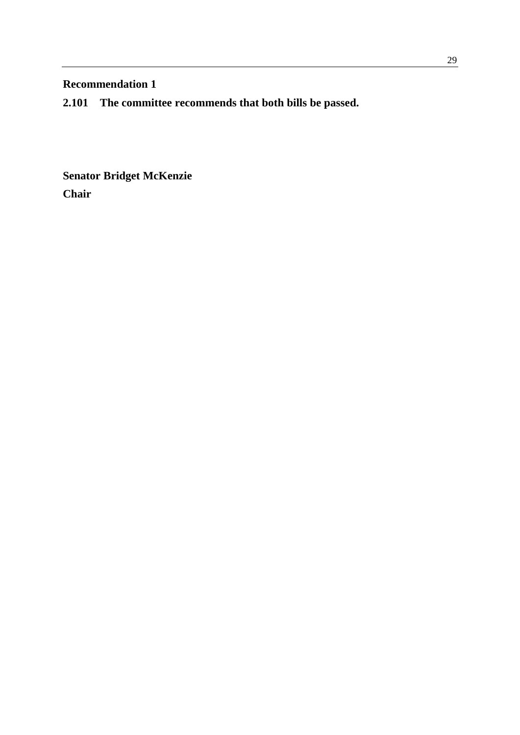**Recommendation 1**

**2.101 The committee recommends that both bills be passed.**

**Senator Bridget McKenzie**

**Chair**